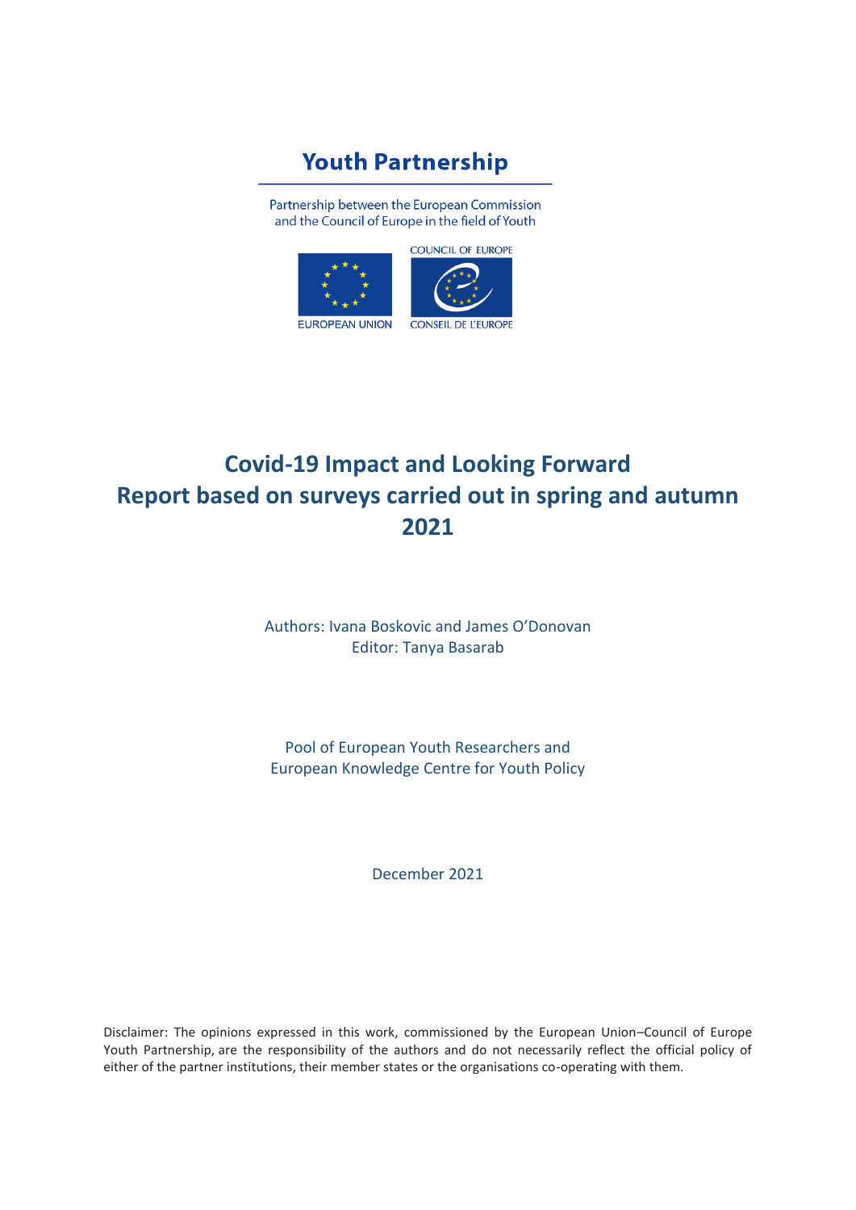Youth Partnership

Partnership between the European Commission and the Council of Europe in the field of Youth

EUROPEAN UNION

COUNCIL OF EUROPE

CONSEIL DE L'EUROPE

# Covid-19 Impact and Looking Forward Report based on surveys carried out in spring and autumn 2021

Authors: Ivana Boskovic and James O'Donovan

Editor: Tanya Basarab

Pool of European Youth Researchers and European Knowledge Centre for Youth Policy

December 2021

Disclaimer: The opinions expressed in this work, commissioned by the European Union–Council of Europe Youth Partnership, are the responsibility of the authors and do not necessarily reflect the official policy of either of the partner institutions, their member states or the organisations co-operating with them.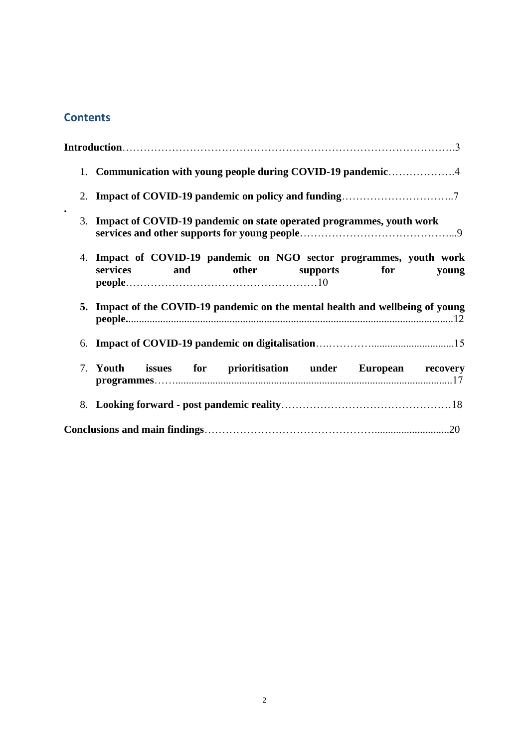## Contents

**Introduction**……………………………………………………………………………….3

1. **Communication with young people during COVID-19 pandemic**……………….4
2. **Impact of COVID-19 pandemic on policy and funding**…………………………..7
3. **Impact of COVID-19 pandemic on state operated programmes, youth work services and other supports for young people**……………………………………...9
4. **Impact of COVID-19 pandemic on NGO sector programmes, youth work services and other supports for young people**………………………………………………10
5. **Impact of the COVID-19 pandemic on the mental health and wellbeing of young people.**.........................................................................................................................12
6. **Impact of COVID-19 pandemic on digitalisation**…..…………...............................15
7. **Youth issues for prioritisation under European recovery programmes**……........................................................................................................17
8. **Looking forward - post pandemic reality**…………………………………………18

**Conclusions and main findings**………………………………………..........................20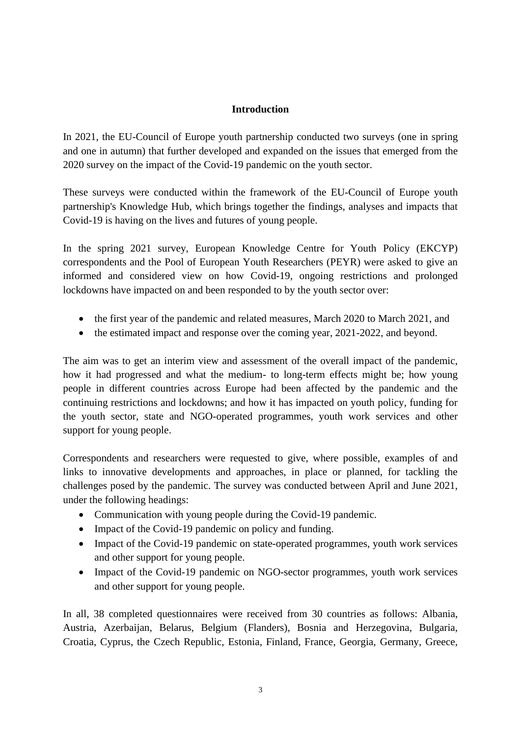## Introduction

In 2021, the EU-Council of Europe youth partnership conducted two surveys (one in spring and one in autumn) that further developed and expanded on the issues that emerged from the 2020 survey on the impact of the Covid-19 pandemic on the youth sector.

These surveys were conducted within the framework of the EU-Council of Europe youth partnership's Knowledge Hub, which brings together the findings, analyses and impacts that Covid-19 is having on the lives and futures of young people.

In the spring 2021 survey, European Knowledge Centre for Youth Policy (EKCYP) correspondents and the Pool of European Youth Researchers (PEYR) were asked to give an informed and considered view on how Covid-19, ongoing restrictions and prolonged lockdowns have impacted on and been responded to by the youth sector over:

- the first year of the pandemic and related measures, March 2020 to March 2021, and
- the estimated impact and response over the coming year, 2021-2022, and beyond.

The aim was to get an interim view and assessment of the overall impact of the pandemic, how it had progressed and what the medium- to long-term effects might be; how young people in different countries across Europe had been affected by the pandemic and the continuing restrictions and lockdowns; and how it has impacted on youth policy, funding for the youth sector, state and NGO-operated programmes, youth work services and other support for young people.

Correspondents and researchers were requested to give, where possible, examples of and links to innovative developments and approaches, in place or planned, for tackling the challenges posed by the pandemic. The survey was conducted between April and June 2021, under the following headings:

- Communication with young people during the Covid-19 pandemic.
- Impact of the Covid-19 pandemic on policy and funding.
- Impact of the Covid-19 pandemic on state-operated programmes, youth work services and other support for young people.
- Impact of the Covid-19 pandemic on NGO-sector programmes, youth work services and other support for young people.

In all, 38 completed questionnaires were received from 30 countries as follows: Albania, Austria, Azerbaijan, Belarus, Belgium (Flanders), Bosnia and Herzegovina, Bulgaria, Croatia, Cyprus, the Czech Republic, Estonia, Finland, France, Georgia, Germany, Greece,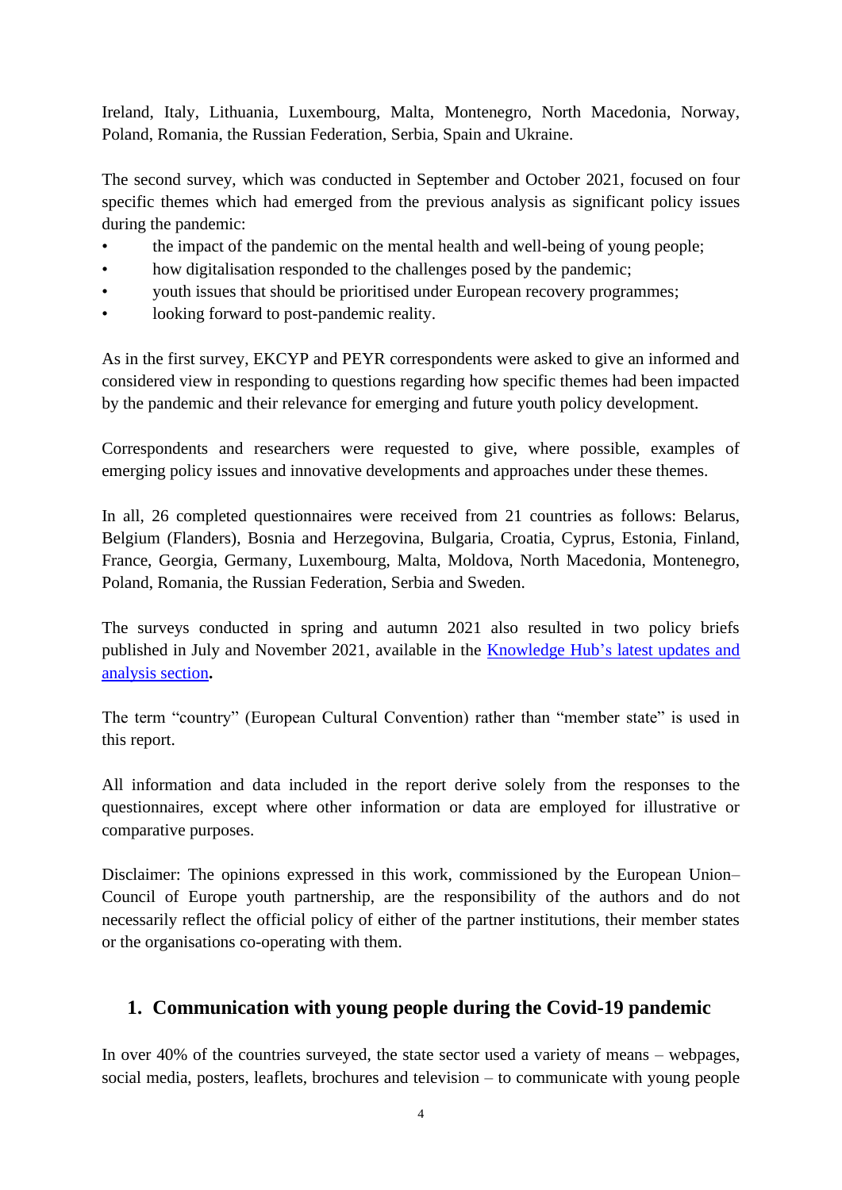Ireland, Italy, Lithuania, Luxembourg, Malta, Montenegro, North Macedonia, Norway, Poland, Romania, the Russian Federation, Serbia, Spain and Ukraine.

The second survey, which was conducted in September and October 2021, focused on four specific themes which had emerged from the previous analysis as significant policy issues during the pandemic:

- the impact of the pandemic on the mental health and well-being of young people;
- how digitalisation responded to the challenges posed by the pandemic;
- youth issues that should be prioritised under European recovery programmes;
- looking forward to post-pandemic reality.

As in the first survey, EKCYP and PEYR correspondents were asked to give an informed and considered view in responding to questions regarding how specific themes had been impacted by the pandemic and their relevance for emerging and future youth policy development.

Correspondents and researchers were requested to give, where possible, examples of emerging policy issues and innovative developments and approaches under these themes.

In all, 26 completed questionnaires were received from 21 countries as follows: Belarus, Belgium (Flanders), Bosnia and Herzegovina, Bulgaria, Croatia, Cyprus, Estonia, Finland, France, Georgia, Germany, Luxembourg, Malta, Moldova, North Macedonia, Montenegro, Poland, Romania, the Russian Federation, Serbia and Sweden.

The surveys conducted in spring and autumn 2021 also resulted in two policy briefs published in July and November 2021, available in the [Knowledge Hub's latest updates and analysis section](#)**.**

The term "country" (European Cultural Convention) rather than "member state" is used in this report.

All information and data included in the report derive solely from the responses to the questionnaires, except where other information or data are employed for illustrative or comparative purposes.

Disclaimer: The opinions expressed in this work, commissioned by the European Union–Council of Europe youth partnership, are the responsibility of the authors and do not necessarily reflect the official policy of either of the partner institutions, their member states or the organisations co-operating with them.

## 1. Communication with young people during the Covid-19 pandemic

In over 40% of the countries surveyed, the state sector used a variety of means – webpages, social media, posters, leaflets, brochures and television – to communicate with young people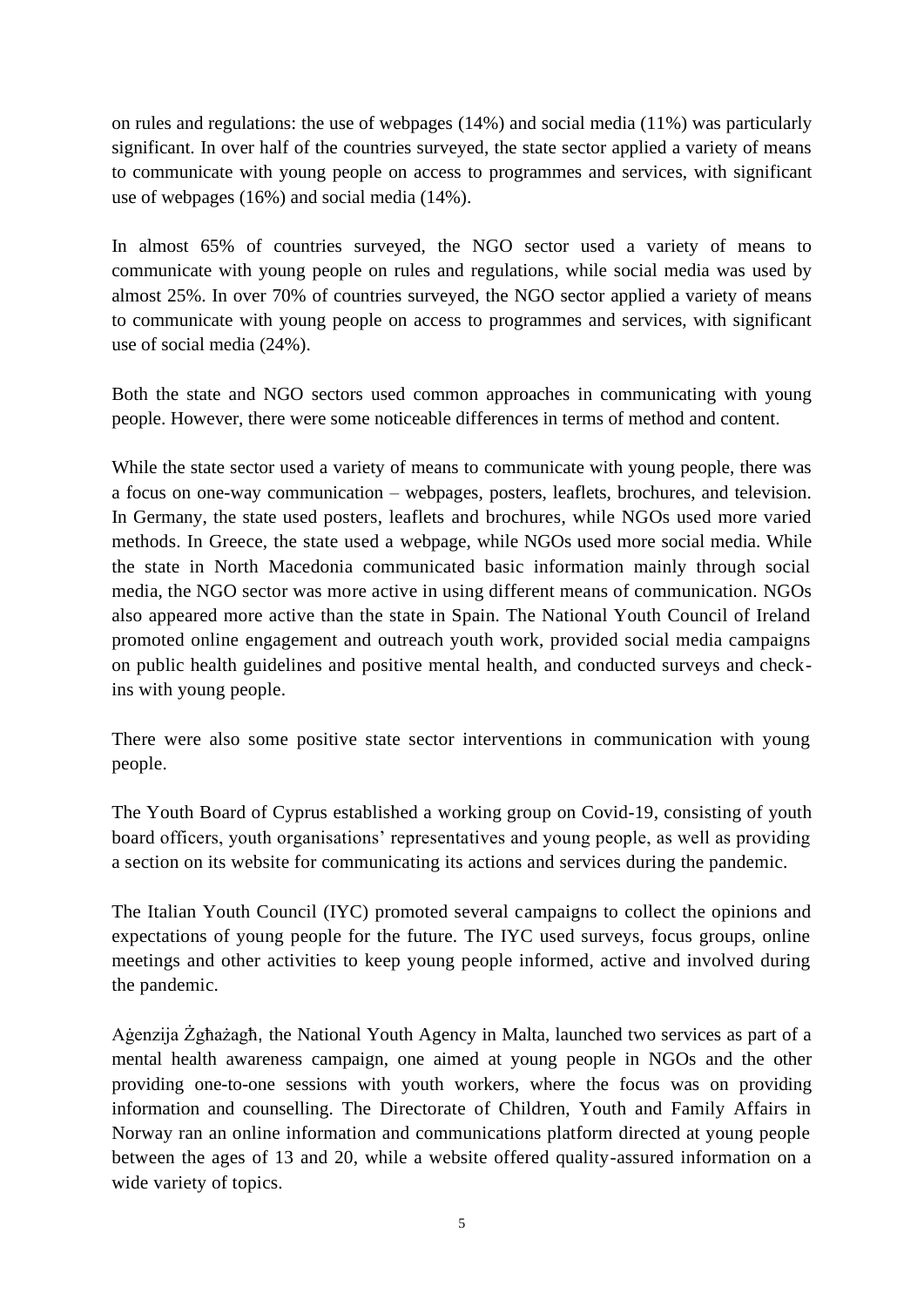on rules and regulations: the use of webpages (14%) and social media (11%) was particularly significant. In over half of the countries surveyed, the state sector applied a variety of means to communicate with young people on access to programmes and services, with significant use of webpages (16%) and social media (14%).

In almost 65% of countries surveyed, the NGO sector used a variety of means to communicate with young people on rules and regulations, while social media was used by almost 25%. In over 70% of countries surveyed, the NGO sector applied a variety of means to communicate with young people on access to programmes and services, with significant use of social media (24%).

Both the state and NGO sectors used common approaches in communicating with young people. However, there were some noticeable differences in terms of method and content.

While the state sector used a variety of means to communicate with young people, there was a focus on one-way communication – webpages, posters, leaflets, brochures, and television. In Germany, the state used posters, leaflets and brochures, while NGOs used more varied methods. In Greece, the state used a webpage, while NGOs used more social media. While the state in North Macedonia communicated basic information mainly through social media, the NGO sector was more active in using different means of communication. NGOs also appeared more active than the state in Spain. The National Youth Council of Ireland promoted online engagement and outreach youth work, provided social media campaigns on public health guidelines and positive mental health, and conducted surveys and check-ins with young people.

There were also some positive state sector interventions in communication with young people.

The Youth Board of Cyprus established a working group on Covid-19, consisting of youth board officers, youth organisations' representatives and young people, as well as providing a section on its website for communicating its actions and services during the pandemic.

The Italian Youth Council (IYC) promoted several campaigns to collect the opinions and expectations of young people for the future. The IYC used surveys, focus groups, online meetings and other activities to keep young people informed, active and involved during the pandemic.

Aġenzija Żgħażagħ, the National Youth Agency in Malta, launched two services as part of a mental health awareness campaign, one aimed at young people in NGOs and the other providing one-to-one sessions with youth workers, where the focus was on providing information and counselling. The Directorate of Children, Youth and Family Affairs in Norway ran an online information and communications platform directed at young people between the ages of 13 and 20, while a website offered quality-assured information on a wide variety of topics.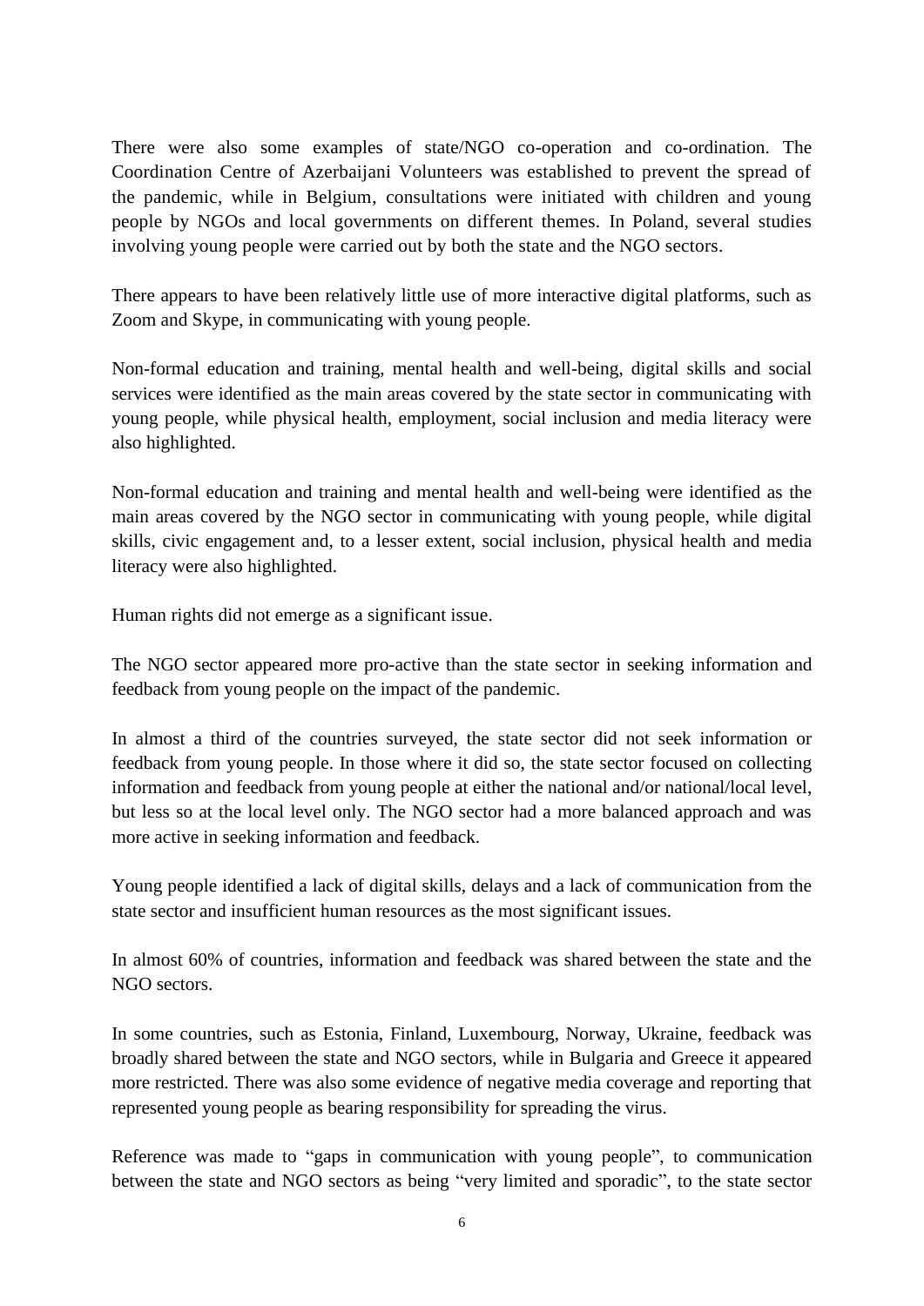There were also some examples of state/NGO co-operation and co-ordination. The Coordination Centre of Azerbaijani Volunteers was established to prevent the spread of the pandemic, while in Belgium, consultations were initiated with children and young people by NGOs and local governments on different themes. In Poland, several studies involving young people were carried out by both the state and the NGO sectors.

There appears to have been relatively little use of more interactive digital platforms, such as Zoom and Skype, in communicating with young people.

Non-formal education and training, mental health and well-being, digital skills and social services were identified as the main areas covered by the state sector in communicating with young people, while physical health, employment, social inclusion and media literacy were also highlighted.

Non-formal education and training and mental health and well-being were identified as the main areas covered by the NGO sector in communicating with young people, while digital skills, civic engagement and, to a lesser extent, social inclusion, physical health and media literacy were also highlighted.

Human rights did not emerge as a significant issue.

The NGO sector appeared more pro-active than the state sector in seeking information and feedback from young people on the impact of the pandemic.

In almost a third of the countries surveyed, the state sector did not seek information or feedback from young people. In those where it did so, the state sector focused on collecting information and feedback from young people at either the national and/or national/local level, but less so at the local level only. The NGO sector had a more balanced approach and was more active in seeking information and feedback.

Young people identified a lack of digital skills, delays and a lack of communication from the state sector and insufficient human resources as the most significant issues.

In almost 60% of countries, information and feedback was shared between the state and the NGO sectors.

In some countries, such as Estonia, Finland, Luxembourg, Norway, Ukraine, feedback was broadly shared between the state and NGO sectors, while in Bulgaria and Greece it appeared more restricted. There was also some evidence of negative media coverage and reporting that represented young people as bearing responsibility for spreading the virus.

Reference was made to "gaps in communication with young people", to communication between the state and NGO sectors as being "very limited and sporadic", to the state sector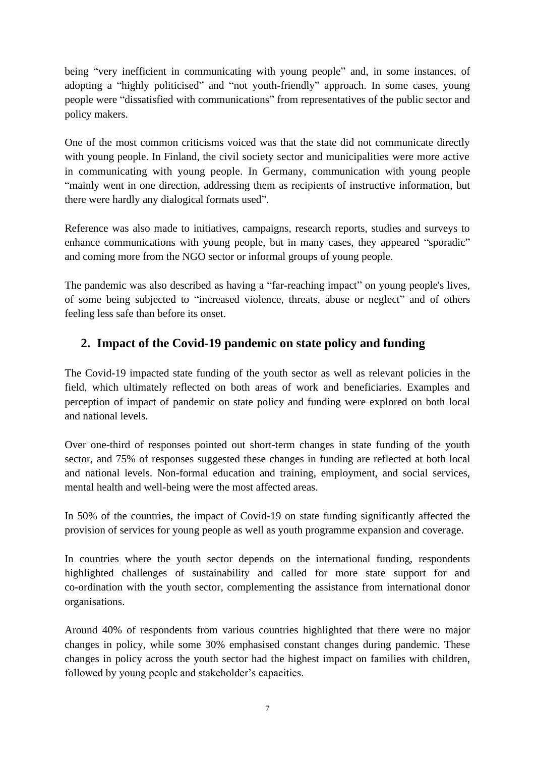being "very inefficient in communicating with young people" and, in some instances, of adopting a "highly politicised" and "not youth-friendly" approach. In some cases, young people were "dissatisfied with communications" from representatives of the public sector and policy makers.

One of the most common criticisms voiced was that the state did not communicate directly with young people. In Finland, the civil society sector and municipalities were more active in communicating with young people. In Germany, communication with young people "mainly went in one direction, addressing them as recipients of instructive information, but there were hardly any dialogical formats used".

Reference was also made to initiatives, campaigns, research reports, studies and surveys to enhance communications with young people, but in many cases, they appeared "sporadic" and coming more from the NGO sector or informal groups of young people.

The pandemic was also described as having a "far-reaching impact" on young people's lives, of some being subjected to "increased violence, threats, abuse or neglect" and of others feeling less safe than before its onset.

## 2. Impact of the Covid-19 pandemic on state policy and funding

The Covid-19 impacted state funding of the youth sector as well as relevant policies in the field, which ultimately reflected on both areas of work and beneficiaries. Examples and perception of impact of pandemic on state policy and funding were explored on both local and national levels.

Over one-third of responses pointed out short-term changes in state funding of the youth sector, and 75% of responses suggested these changes in funding are reflected at both local and national levels. Non-formal education and training, employment, and social services, mental health and well-being were the most affected areas.

In 50% of the countries, the impact of Covid-19 on state funding significantly affected the provision of services for young people as well as youth programme expansion and coverage.

In countries where the youth sector depends on the international funding, respondents highlighted challenges of sustainability and called for more state support for and co-ordination with the youth sector, complementing the assistance from international donor organisations.

Around 40% of respondents from various countries highlighted that there were no major changes in policy, while some 30% emphasised constant changes during pandemic. These changes in policy across the youth sector had the highest impact on families with children, followed by young people and stakeholder's capacities.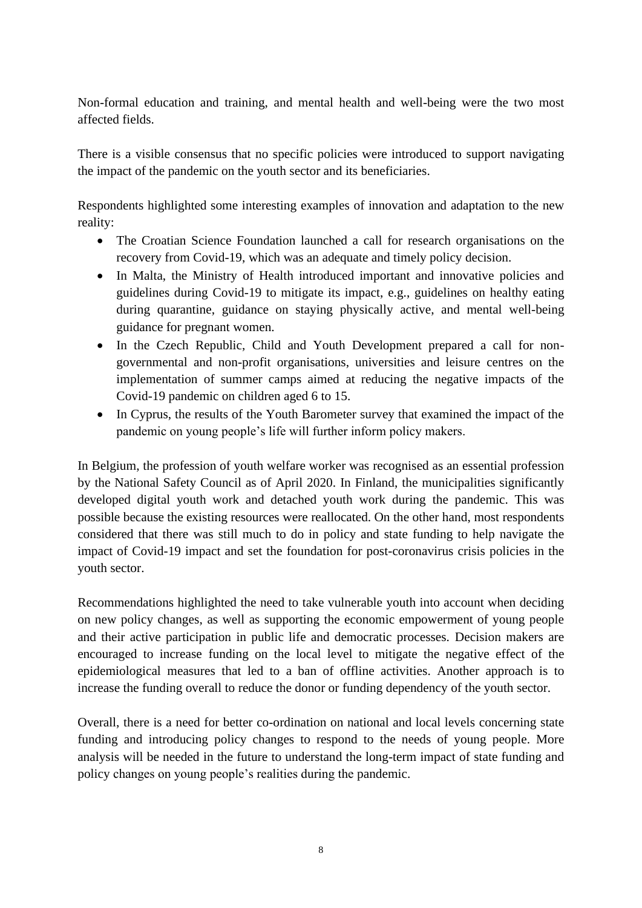Non-formal education and training, and mental health and well-being were the two most affected fields.

There is a visible consensus that no specific policies were introduced to support navigating the impact of the pandemic on the youth sector and its beneficiaries.

Respondents highlighted some interesting examples of innovation and adaptation to the new reality:

- The Croatian Science Foundation launched a call for research organisations on the recovery from Covid-19, which was an adequate and timely policy decision.
- In Malta, the Ministry of Health introduced important and innovative policies and guidelines during Covid-19 to mitigate its impact, e.g., guidelines on healthy eating during quarantine, guidance on staying physically active, and mental well-being guidance for pregnant women.
- In the Czech Republic, Child and Youth Development prepared a call for non-governmental and non-profit organisations, universities and leisure centres on the implementation of summer camps aimed at reducing the negative impacts of the Covid-19 pandemic on children aged 6 to 15.
- In Cyprus, the results of the Youth Barometer survey that examined the impact of the pandemic on young people's life will further inform policy makers.

In Belgium, the profession of youth welfare worker was recognised as an essential profession by the National Safety Council as of April 2020. In Finland, the municipalities significantly developed digital youth work and detached youth work during the pandemic. This was possible because the existing resources were reallocated. On the other hand, most respondents considered that there was still much to do in policy and state funding to help navigate the impact of Covid-19 impact and set the foundation for post-coronavirus crisis policies in the youth sector.

Recommendations highlighted the need to take vulnerable youth into account when deciding on new policy changes, as well as supporting the economic empowerment of young people and their active participation in public life and democratic processes. Decision makers are encouraged to increase funding on the local level to mitigate the negative effect of the epidemiological measures that led to a ban of offline activities. Another approach is to increase the funding overall to reduce the donor or funding dependency of the youth sector.

Overall, there is a need for better co-ordination on national and local levels concerning state funding and introducing policy changes to respond to the needs of young people. More analysis will be needed in the future to understand the long-term impact of state funding and policy changes on young people's realities during the pandemic.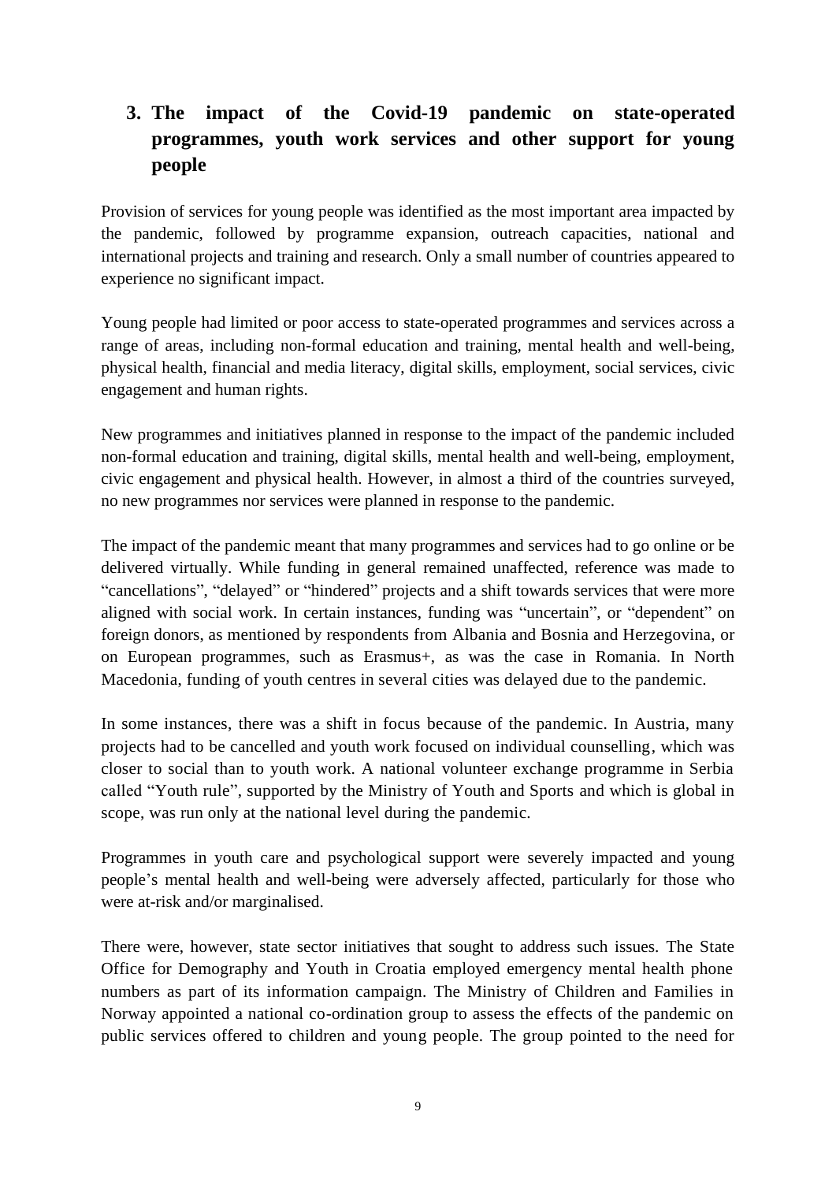## 3. The impact of the Covid-19 pandemic on state-operated programmes, youth work services and other support for young people

Provision of services for young people was identified as the most important area impacted by the pandemic, followed by programme expansion, outreach capacities, national and international projects and training and research. Only a small number of countries appeared to experience no significant impact.

Young people had limited or poor access to state-operated programmes and services across a range of areas, including non-formal education and training, mental health and well-being, physical health, financial and media literacy, digital skills, employment, social services, civic engagement and human rights.

New programmes and initiatives planned in response to the impact of the pandemic included non-formal education and training, digital skills, mental health and well-being, employment, civic engagement and physical health. However, in almost a third of the countries surveyed, no new programmes nor services were planned in response to the pandemic.

The impact of the pandemic meant that many programmes and services had to go online or be delivered virtually. While funding in general remained unaffected, reference was made to "cancellations", "delayed" or "hindered" projects and a shift towards services that were more aligned with social work. In certain instances, funding was "uncertain", or "dependent" on foreign donors, as mentioned by respondents from Albania and Bosnia and Herzegovina, or on European programmes, such as Erasmus+, as was the case in Romania. In North Macedonia, funding of youth centres in several cities was delayed due to the pandemic.

In some instances, there was a shift in focus because of the pandemic. In Austria, many projects had to be cancelled and youth work focused on individual counselling, which was closer to social than to youth work. A national volunteer exchange programme in Serbia called "Youth rule", supported by the Ministry of Youth and Sports and which is global in scope, was run only at the national level during the pandemic.

Programmes in youth care and psychological support were severely impacted and young people's mental health and well-being were adversely affected, particularly for those who were at-risk and/or marginalised.

There were, however, state sector initiatives that sought to address such issues. The State Office for Demography and Youth in Croatia employed emergency mental health phone numbers as part of its information campaign. The Ministry of Children and Families in Norway appointed a national co-ordination group to assess the effects of the pandemic on public services offered to children and young people. The group pointed to the need for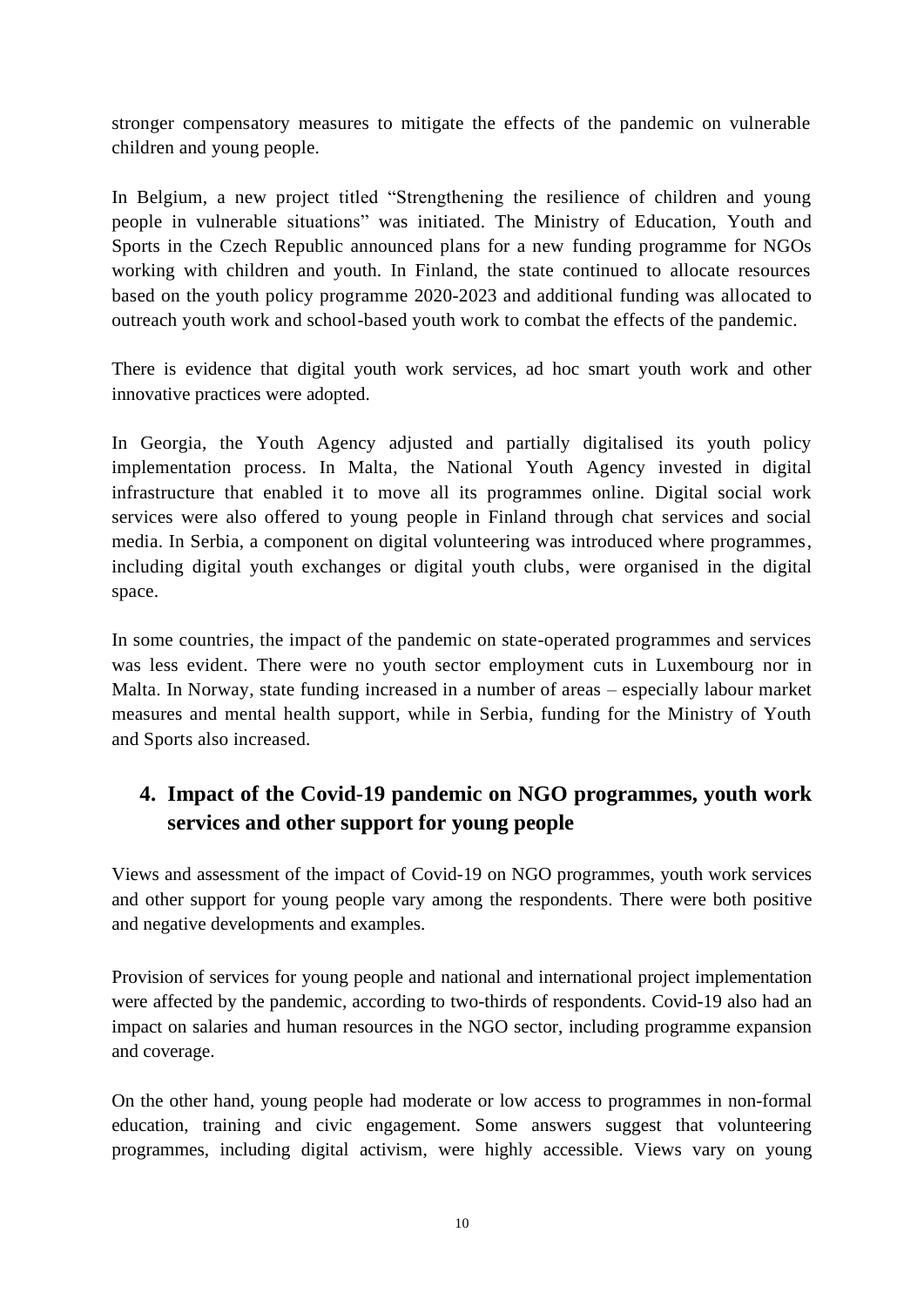stronger compensatory measures to mitigate the effects of the pandemic on vulnerable children and young people.

In Belgium, a new project titled "Strengthening the resilience of children and young people in vulnerable situations" was initiated. The Ministry of Education, Youth and Sports in the Czech Republic announced plans for a new funding programme for NGOs working with children and youth. In Finland, the state continued to allocate resources based on the youth policy programme 2020-2023 and additional funding was allocated to outreach youth work and school-based youth work to combat the effects of the pandemic.

There is evidence that digital youth work services, ad hoc smart youth work and other innovative practices were adopted.

In Georgia, the Youth Agency adjusted and partially digitalised its youth policy implementation process. In Malta, the National Youth Agency invested in digital infrastructure that enabled it to move all its programmes online. Digital social work services were also offered to young people in Finland through chat services and social media. In Serbia, a component on digital volunteering was introduced where programmes, including digital youth exchanges or digital youth clubs, were organised in the digital space.

In some countries, the impact of the pandemic on state-operated programmes and services was less evident. There were no youth sector employment cuts in Luxembourg nor in Malta. In Norway, state funding increased in a number of areas – especially labour market measures and mental health support, while in Serbia, funding for the Ministry of Youth and Sports also increased.

## 4. Impact of the Covid-19 pandemic on NGO programmes, youth work services and other support for young people

Views and assessment of the impact of Covid-19 on NGO programmes, youth work services and other support for young people vary among the respondents. There were both positive and negative developments and examples.

Provision of services for young people and national and international project implementation were affected by the pandemic, according to two-thirds of respondents. Covid-19 also had an impact on salaries and human resources in the NGO sector, including programme expansion and coverage.

On the other hand, young people had moderate or low access to programmes in non-formal education, training and civic engagement. Some answers suggest that volunteering programmes, including digital activism, were highly accessible. Views vary on young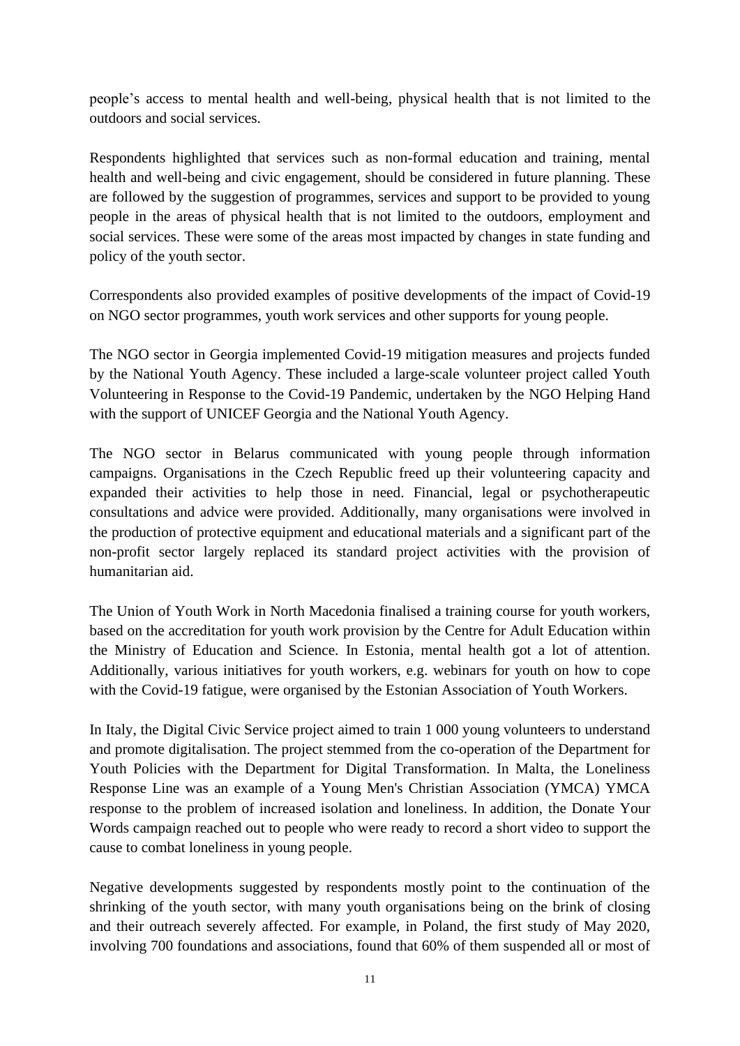people's access to mental health and well-being, physical health that is not limited to the outdoors and social services.

Respondents highlighted that services such as non-formal education and training, mental health and well-being and civic engagement, should be considered in future planning. These are followed by the suggestion of programmes, services and support to be provided to young people in the areas of physical health that is not limited to the outdoors, employment and social services. These were some of the areas most impacted by changes in state funding and policy of the youth sector.

Correspondents also provided examples of positive developments of the impact of Covid-19 on NGO sector programmes, youth work services and other supports for young people.

The NGO sector in Georgia implemented Covid-19 mitigation measures and projects funded by the National Youth Agency. These included a large-scale volunteer project called Youth Volunteering in Response to the Covid-19 Pandemic, undertaken by the NGO Helping Hand with the support of UNICEF Georgia and the National Youth Agency.

The NGO sector in Belarus communicated with young people through information campaigns. Organisations in the Czech Republic freed up their volunteering capacity and expanded their activities to help those in need. Financial, legal or psychotherapeutic consultations and advice were provided. Additionally, many organisations were involved in the production of protective equipment and educational materials and a significant part of the non-profit sector largely replaced its standard project activities with the provision of humanitarian aid.

The Union of Youth Work in North Macedonia finalised a training course for youth workers, based on the accreditation for youth work provision by the Centre for Adult Education within the Ministry of Education and Science. In Estonia, mental health got a lot of attention. Additionally, various initiatives for youth workers, e.g. webinars for youth on how to cope with the Covid-19 fatigue, were organised by the Estonian Association of Youth Workers.

In Italy, the Digital Civic Service project aimed to train 1 000 young volunteers to understand and promote digitalisation. The project stemmed from the co-operation of the Department for Youth Policies with the Department for Digital Transformation. In Malta, the Loneliness Response Line was an example of a Young Men's Christian Association (YMCA) YMCA response to the problem of increased isolation and loneliness. In addition, the Donate Your Words campaign reached out to people who were ready to record a short video to support the cause to combat loneliness in young people.

Negative developments suggested by respondents mostly point to the continuation of the shrinking of the youth sector, with many youth organisations being on the brink of closing and their outreach severely affected. For example, in Poland, the first study of May 2020, involving 700 foundations and associations, found that 60% of them suspended all or most of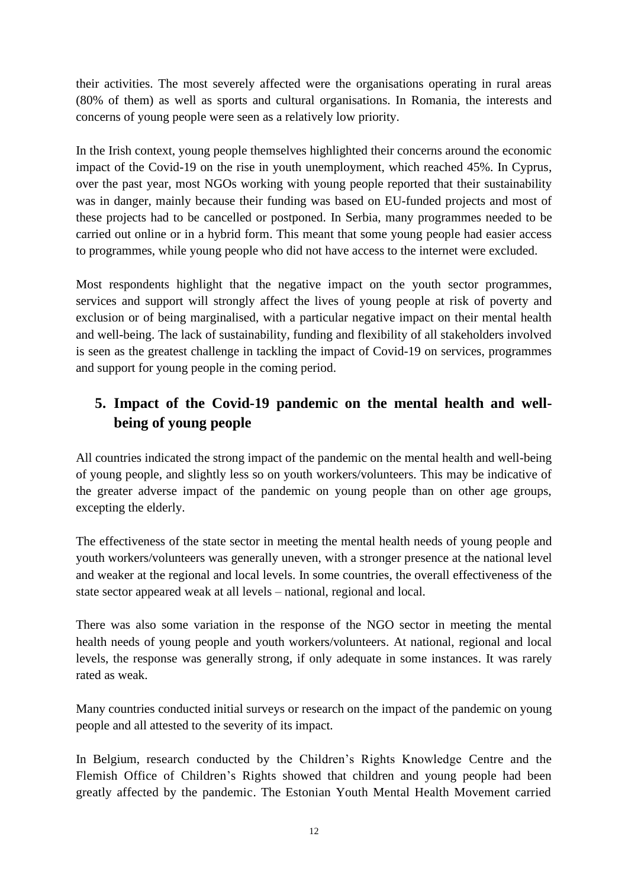their activities. The most severely affected were the organisations operating in rural areas (80% of them) as well as sports and cultural organisations. In Romania, the interests and concerns of young people were seen as a relatively low priority.

In the Irish context, young people themselves highlighted their concerns around the economic impact of the Covid-19 on the rise in youth unemployment, which reached 45%. In Cyprus, over the past year, most NGOs working with young people reported that their sustainability was in danger, mainly because their funding was based on EU-funded projects and most of these projects had to be cancelled or postponed. In Serbia, many programmes needed to be carried out online or in a hybrid form. This meant that some young people had easier access to programmes, while young people who did not have access to the internet were excluded.

Most respondents highlight that the negative impact on the youth sector programmes, services and support will strongly affect the lives of young people at risk of poverty and exclusion or of being marginalised, with a particular negative impact on their mental health and well-being. The lack of sustainability, funding and flexibility of all stakeholders involved is seen as the greatest challenge in tackling the impact of Covid-19 on services, programmes and support for young people in the coming period.

## 5. Impact of the Covid-19 pandemic on the mental health and well-being of young people

All countries indicated the strong impact of the pandemic on the mental health and well-being of young people, and slightly less so on youth workers/volunteers. This may be indicative of the greater adverse impact of the pandemic on young people than on other age groups, excepting the elderly.

The effectiveness of the state sector in meeting the mental health needs of young people and youth workers/volunteers was generally uneven, with a stronger presence at the national level and weaker at the regional and local levels. In some countries, the overall effectiveness of the state sector appeared weak at all levels – national, regional and local.

There was also some variation in the response of the NGO sector in meeting the mental health needs of young people and youth workers/volunteers. At national, regional and local levels, the response was generally strong, if only adequate in some instances. It was rarely rated as weak.

Many countries conducted initial surveys or research on the impact of the pandemic on young people and all attested to the severity of its impact.

In Belgium, research conducted by the Children's Rights Knowledge Centre and the Flemish Office of Children's Rights showed that children and young people had been greatly affected by the pandemic. The Estonian Youth Mental Health Movement carried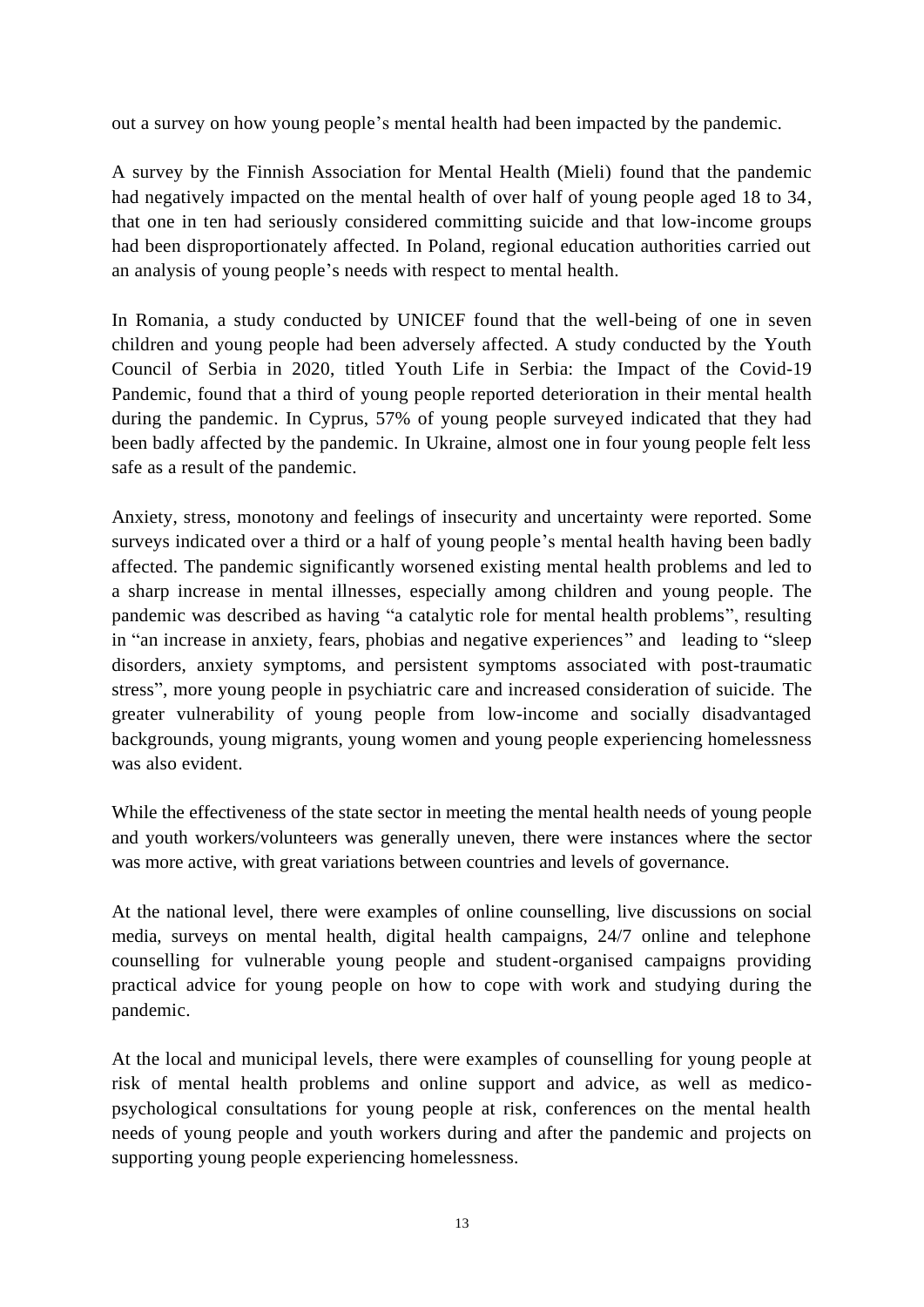out a survey on how young people's mental health had been impacted by the pandemic.

A survey by the Finnish Association for Mental Health (Mieli) found that the pandemic had negatively impacted on the mental health of over half of young people aged 18 to 34, that one in ten had seriously considered committing suicide and that low-income groups had been disproportionately affected. In Poland, regional education authorities carried out an analysis of young people's needs with respect to mental health.

In Romania, a study conducted by UNICEF found that the well-being of one in seven children and young people had been adversely affected. A study conducted by the Youth Council of Serbia in 2020, titled Youth Life in Serbia: the Impact of the Covid-19 Pandemic, found that a third of young people reported deterioration in their mental health during the pandemic. In Cyprus, 57% of young people surveyed indicated that they had been badly affected by the pandemic. In Ukraine, almost one in four young people felt less safe as a result of the pandemic.

Anxiety, stress, monotony and feelings of insecurity and uncertainty were reported. Some surveys indicated over a third or a half of young people's mental health having been badly affected. The pandemic significantly worsened existing mental health problems and led to a sharp increase in mental illnesses, especially among children and young people. The pandemic was described as having "a catalytic role for mental health problems", resulting in "an increase in anxiety, fears, phobias and negative experiences" and leading to "sleep disorders, anxiety symptoms, and persistent symptoms associated with post-traumatic stress", more young people in psychiatric care and increased consideration of suicide. The greater vulnerability of young people from low-income and socially disadvantaged backgrounds, young migrants, young women and young people experiencing homelessness was also evident.

While the effectiveness of the state sector in meeting the mental health needs of young people and youth workers/volunteers was generally uneven, there were instances where the sector was more active, with great variations between countries and levels of governance.

At the national level, there were examples of online counselling, live discussions on social media, surveys on mental health, digital health campaigns, 24/7 online and telephone counselling for vulnerable young people and student-organised campaigns providing practical advice for young people on how to cope with work and studying during the pandemic.

At the local and municipal levels, there were examples of counselling for young people at risk of mental health problems and online support and advice, as well as medico-psychological consultations for young people at risk, conferences on the mental health needs of young people and youth workers during and after the pandemic and projects on supporting young people experiencing homelessness.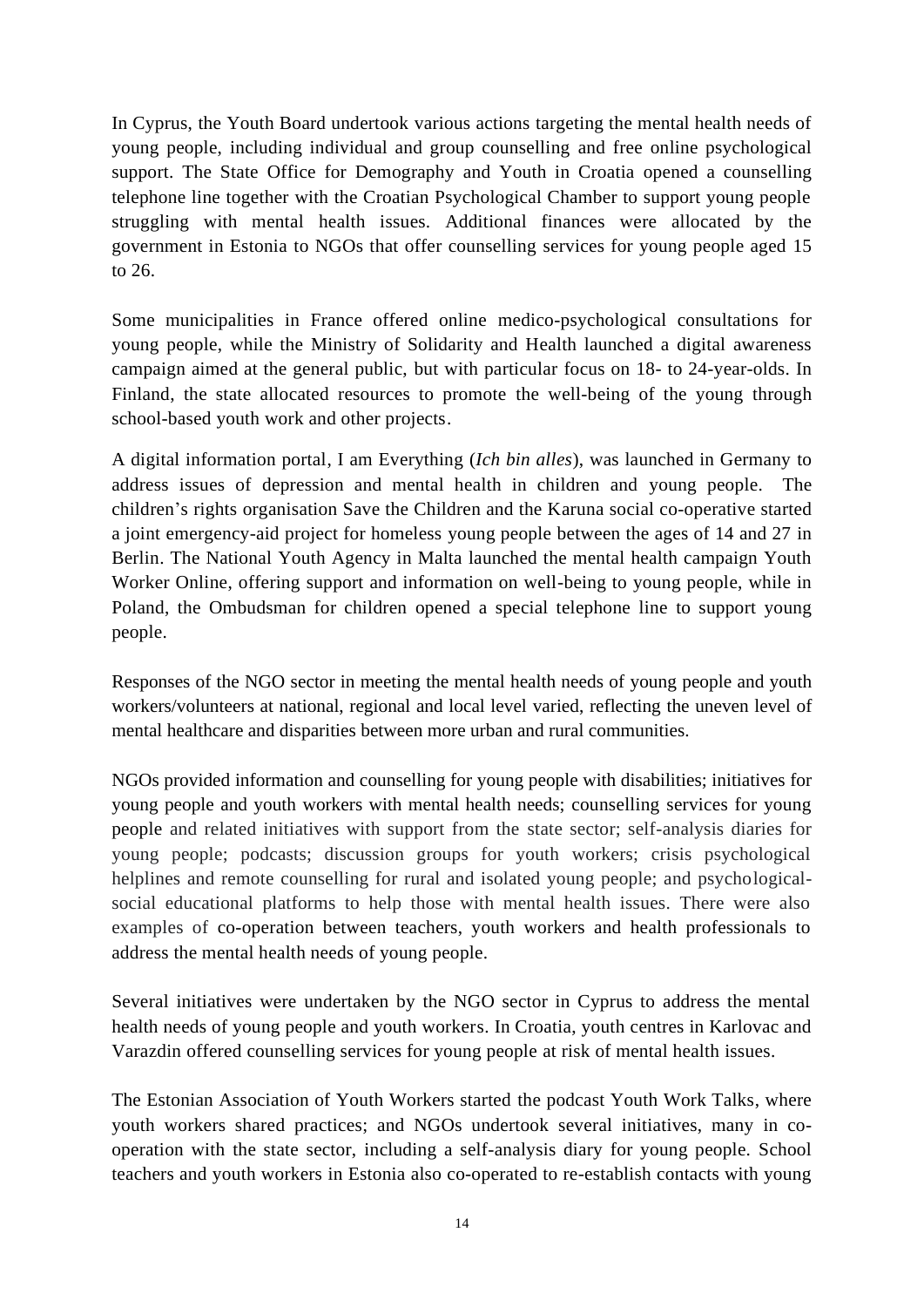In Cyprus, the Youth Board undertook various actions targeting the mental health needs of young people, including individual and group counselling and free online psychological support. The State Office for Demography and Youth in Croatia opened a counselling telephone line together with the Croatian Psychological Chamber to support young people struggling with mental health issues. Additional finances were allocated by the government in Estonia to NGOs that offer counselling services for young people aged 15 to 26.

Some municipalities in France offered online medico-psychological consultations for young people, while the Ministry of Solidarity and Health launched a digital awareness campaign aimed at the general public, but with particular focus on 18- to 24-year-olds. In Finland, the state allocated resources to promote the well-being of the young through school-based youth work and other projects.

A digital information portal, I am Everything (*Ich bin alles*), was launched in Germany to address issues of depression and mental health in children and young people. The children's rights organisation Save the Children and the Karuna social co-operative started a joint emergency-aid project for homeless young people between the ages of 14 and 27 in Berlin. The National Youth Agency in Malta launched the mental health campaign Youth Worker Online, offering support and information on well-being to young people, while in Poland, the Ombudsman for children opened a special telephone line to support young people.

Responses of the NGO sector in meeting the mental health needs of young people and youth workers/volunteers at national, regional and local level varied, reflecting the uneven level of mental healthcare and disparities between more urban and rural communities.

NGOs provided information and counselling for young people with disabilities; initiatives for young people and youth workers with mental health needs; counselling services for young people and related initiatives with support from the state sector; self-analysis diaries for young people; podcasts; discussion groups for youth workers; crisis psychological helplines and remote counselling for rural and isolated young people; and psychological-social educational platforms to help those with mental health issues. There were also examples of co-operation between teachers, youth workers and health professionals to address the mental health needs of young people.

Several initiatives were undertaken by the NGO sector in Cyprus to address the mental health needs of young people and youth workers. In Croatia, youth centres in Karlovac and Varazdin offered counselling services for young people at risk of mental health issues.

The Estonian Association of Youth Workers started the podcast Youth Work Talks, where youth workers shared practices; and NGOs undertook several initiatives, many in co-operation with the state sector, including a self-analysis diary for young people. School teachers and youth workers in Estonia also co-operated to re-establish contacts with young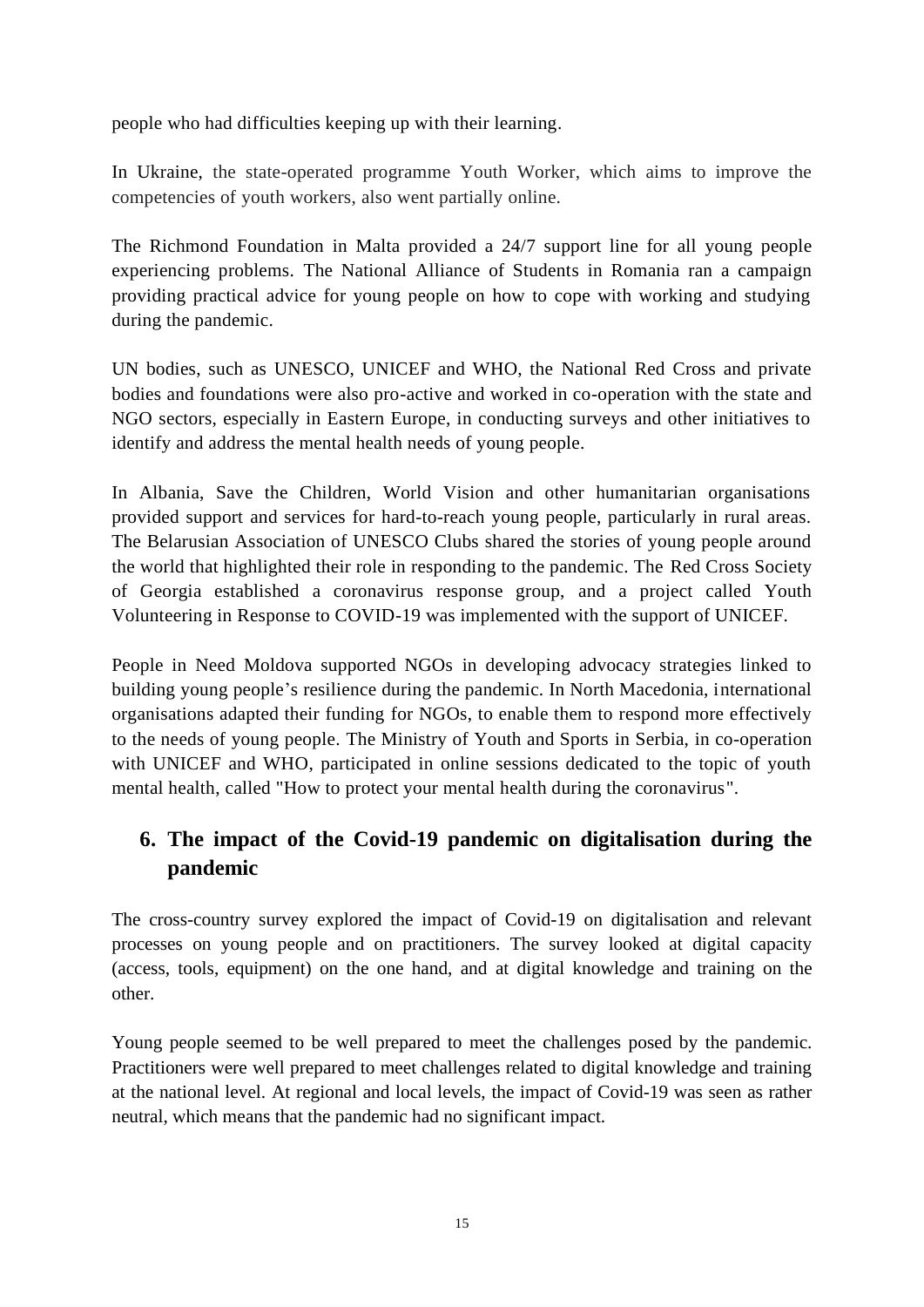people who had difficulties keeping up with their learning.

In Ukraine, the state-operated programme Youth Worker, which aims to improve the competencies of youth workers, also went partially online.

The Richmond Foundation in Malta provided a 24/7 support line for all young people experiencing problems. The National Alliance of Students in Romania ran a campaign providing practical advice for young people on how to cope with working and studying during the pandemic.

UN bodies, such as UNESCO, UNICEF and WHO, the National Red Cross and private bodies and foundations were also pro-active and worked in co-operation with the state and NGO sectors, especially in Eastern Europe, in conducting surveys and other initiatives to identify and address the mental health needs of young people.

In Albania, Save the Children, World Vision and other humanitarian organisations provided support and services for hard-to-reach young people, particularly in rural areas. The Belarusian Association of UNESCO Clubs shared the stories of young people around the world that highlighted their role in responding to the pandemic. The Red Cross Society of Georgia established a coronavirus response group, and a project called Youth Volunteering in Response to COVID-19 was implemented with the support of UNICEF.

People in Need Moldova supported NGOs in developing advocacy strategies linked to building young people's resilience during the pandemic. In North Macedonia, international organisations adapted their funding for NGOs, to enable them to respond more effectively to the needs of young people. The Ministry of Youth and Sports in Serbia, in co-operation with UNICEF and WHO, participated in online sessions dedicated to the topic of youth mental health, called "How to protect your mental health during the coronavirus".

## 6. The impact of the Covid-19 pandemic on digitalisation during the pandemic

The cross-country survey explored the impact of Covid-19 on digitalisation and relevant processes on young people and on practitioners. The survey looked at digital capacity (access, tools, equipment) on the one hand, and at digital knowledge and training on the other.

Young people seemed to be well prepared to meet the challenges posed by the pandemic. Practitioners were well prepared to meet challenges related to digital knowledge and training at the national level. At regional and local levels, the impact of Covid-19 was seen as rather neutral, which means that the pandemic had no significant impact.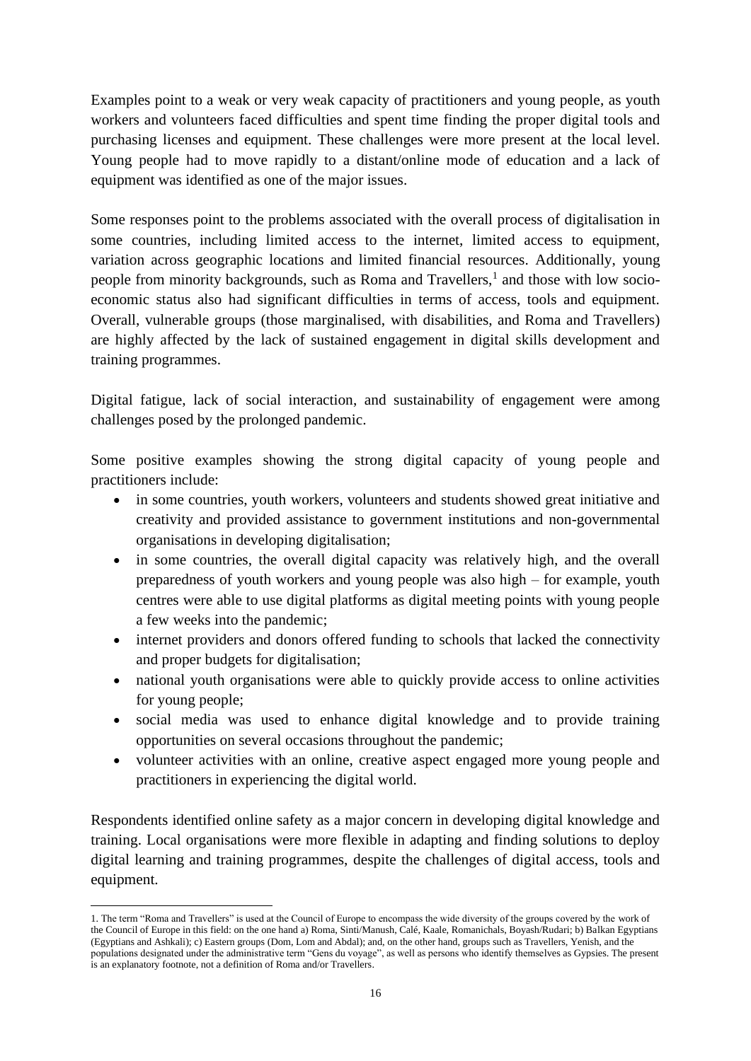Examples point to a weak or very weak capacity of practitioners and young people, as youth workers and volunteers faced difficulties and spent time finding the proper digital tools and purchasing licenses and equipment. These challenges were more present at the local level. Young people had to move rapidly to a distant/online mode of education and a lack of equipment was identified as one of the major issues.

Some responses point to the problems associated with the overall process of digitalisation in some countries, including limited access to the internet, limited access to equipment, variation across geographic locations and limited financial resources. Additionally, young people from minority backgrounds, such as Roma and Travellers,[1] and those with low socio-economic status also had significant difficulties in terms of access, tools and equipment. Overall, vulnerable groups (those marginalised, with disabilities, and Roma and Travellers) are highly affected by the lack of sustained engagement in digital skills development and training programmes.

Digital fatigue, lack of social interaction, and sustainability of engagement were among challenges posed by the prolonged pandemic.

Some positive examples showing the strong digital capacity of young people and practitioners include:

- in some countries, youth workers, volunteers and students showed great initiative and creativity and provided assistance to government institutions and non-governmental organisations in developing digitalisation;
- in some countries, the overall digital capacity was relatively high, and the overall preparedness of youth workers and young people was also high – for example, youth centres were able to use digital platforms as digital meeting points with young people a few weeks into the pandemic;
- internet providers and donors offered funding to schools that lacked the connectivity and proper budgets for digitalisation;
- national youth organisations were able to quickly provide access to online activities for young people;
- social media was used to enhance digital knowledge and to provide training opportunities on several occasions throughout the pandemic;
- volunteer activities with an online, creative aspect engaged more young people and practitioners in experiencing the digital world.

Respondents identified online safety as a major concern in developing digital knowledge and training. Local organisations were more flexible in adapting and finding solutions to deploy digital learning and training programmes, despite the challenges of digital access, tools and equipment.

1. The term "Roma and Travellers" is used at the Council of Europe to encompass the wide diversity of the groups covered by the work of the Council of Europe in this field: on the one hand a) Roma, Sinti/Manush, Calé, Kaale, Romanichals, Boyash/Rudari; b) Balkan Egyptians (Egyptians and Ashkali); c) Eastern groups (Dom, Lom and Abdal); and, on the other hand, groups such as Travellers, Yenish, and the populations designated under the administrative term "Gens du voyage", as well as persons who identify themselves as Gypsies. The present is an explanatory footnote, not a definition of Roma and/or Travellers.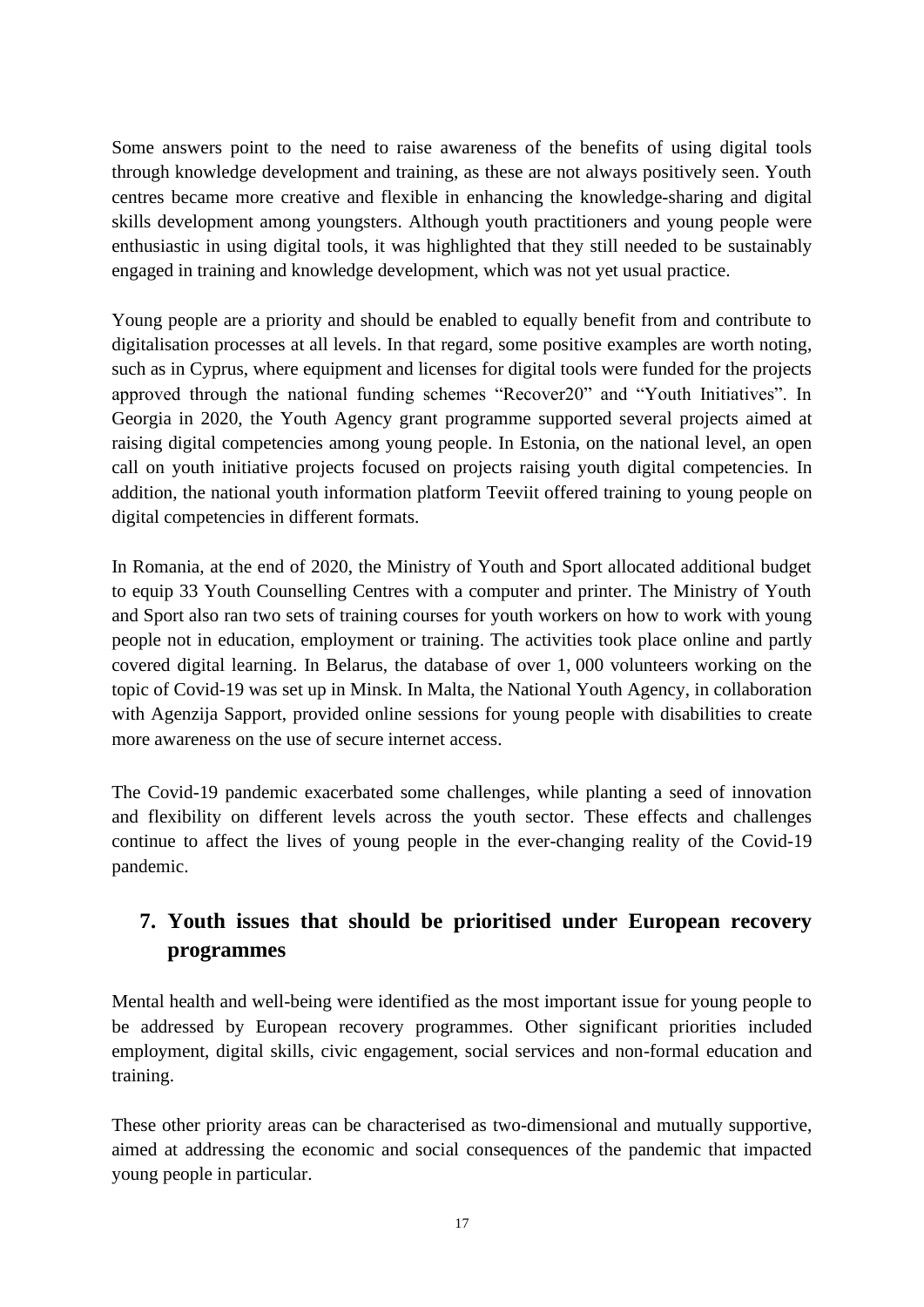Some answers point to the need to raise awareness of the benefits of using digital tools through knowledge development and training, as these are not always positively seen. Youth centres became more creative and flexible in enhancing the knowledge-sharing and digital skills development among youngsters. Although youth practitioners and young people were enthusiastic in using digital tools, it was highlighted that they still needed to be sustainably engaged in training and knowledge development, which was not yet usual practice.

Young people are a priority and should be enabled to equally benefit from and contribute to digitalisation processes at all levels. In that regard, some positive examples are worth noting, such as in Cyprus, where equipment and licenses for digital tools were funded for the projects approved through the national funding schemes "Recover20" and "Youth Initiatives". In Georgia in 2020, the Youth Agency grant programme supported several projects aimed at raising digital competencies among young people. In Estonia, on the national level, an open call on youth initiative projects focused on projects raising youth digital competencies. In addition, the national youth information platform Teeviit offered training to young people on digital competencies in different formats.

In Romania, at the end of 2020, the Ministry of Youth and Sport allocated additional budget to equip 33 Youth Counselling Centres with a computer and printer. The Ministry of Youth and Sport also ran two sets of training courses for youth workers on how to work with young people not in education, employment or training. The activities took place online and partly covered digital learning. In Belarus, the database of over 1, 000 volunteers working on the topic of Covid-19 was set up in Minsk. In Malta, the National Youth Agency, in collaboration with Agenzija Sapport, provided online sessions for young people with disabilities to create more awareness on the use of secure internet access.

The Covid-19 pandemic exacerbated some challenges, while planting a seed of innovation and flexibility on different levels across the youth sector. These effects and challenges continue to affect the lives of young people in the ever-changing reality of the Covid-19 pandemic.

## 7. Youth issues that should be prioritised under European recovery programmes

Mental health and well-being were identified as the most important issue for young people to be addressed by European recovery programmes. Other significant priorities included employment, digital skills, civic engagement, social services and non-formal education and training.

These other priority areas can be characterised as two-dimensional and mutually supportive, aimed at addressing the economic and social consequences of the pandemic that impacted young people in particular.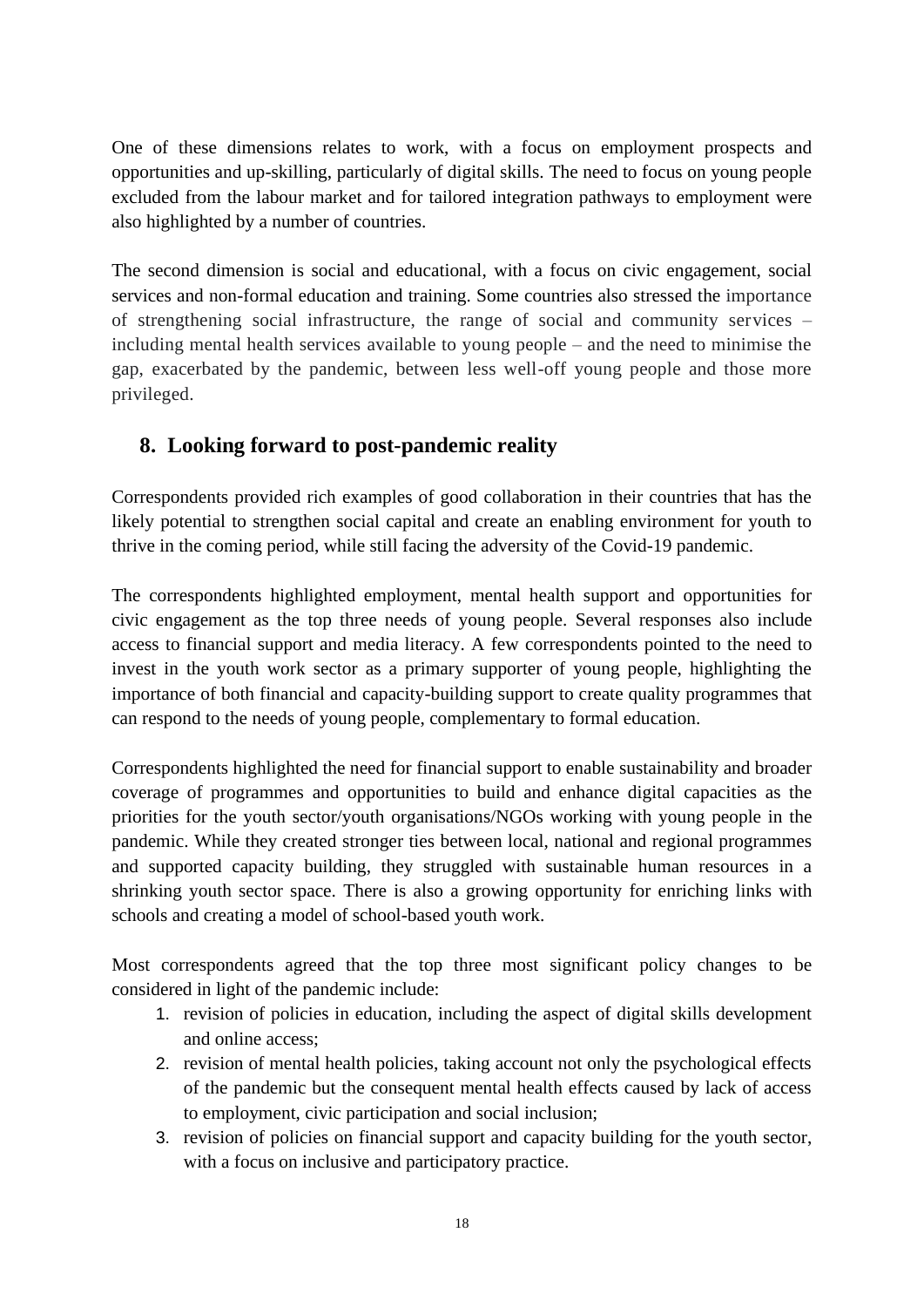One of these dimensions relates to work, with a focus on employment prospects and opportunities and up-skilling, particularly of digital skills. The need to focus on young people excluded from the labour market and for tailored integration pathways to employment were also highlighted by a number of countries.

The second dimension is social and educational, with a focus on civic engagement, social services and non-formal education and training. Some countries also stressed the importance of strengthening social infrastructure, the range of social and community services – including mental health services available to young people – and the need to minimise the gap, exacerbated by the pandemic, between less well-off young people and those more privileged.

## 8. Looking forward to post-pandemic reality

Correspondents provided rich examples of good collaboration in their countries that has the likely potential to strengthen social capital and create an enabling environment for youth to thrive in the coming period, while still facing the adversity of the Covid-19 pandemic.

The correspondents highlighted employment, mental health support and opportunities for civic engagement as the top three needs of young people. Several responses also include access to financial support and media literacy. A few correspondents pointed to the need to invest in the youth work sector as a primary supporter of young people, highlighting the importance of both financial and capacity-building support to create quality programmes that can respond to the needs of young people, complementary to formal education.

Correspondents highlighted the need for financial support to enable sustainability and broader coverage of programmes and opportunities to build and enhance digital capacities as the priorities for the youth sector/youth organisations/NGOs working with young people in the pandemic. While they created stronger ties between local, national and regional programmes and supported capacity building, they struggled with sustainable human resources in a shrinking youth sector space. There is also a growing opportunity for enriching links with schools and creating a model of school-based youth work.

Most correspondents agreed that the top three most significant policy changes to be considered in light of the pandemic include:

1. revision of policies in education, including the aspect of digital skills development and online access;
2. revision of mental health policies, taking account not only the psychological effects of the pandemic but the consequent mental health effects caused by lack of access to employment, civic participation and social inclusion;
3. revision of policies on financial support and capacity building for the youth sector, with a focus on inclusive and participatory practice.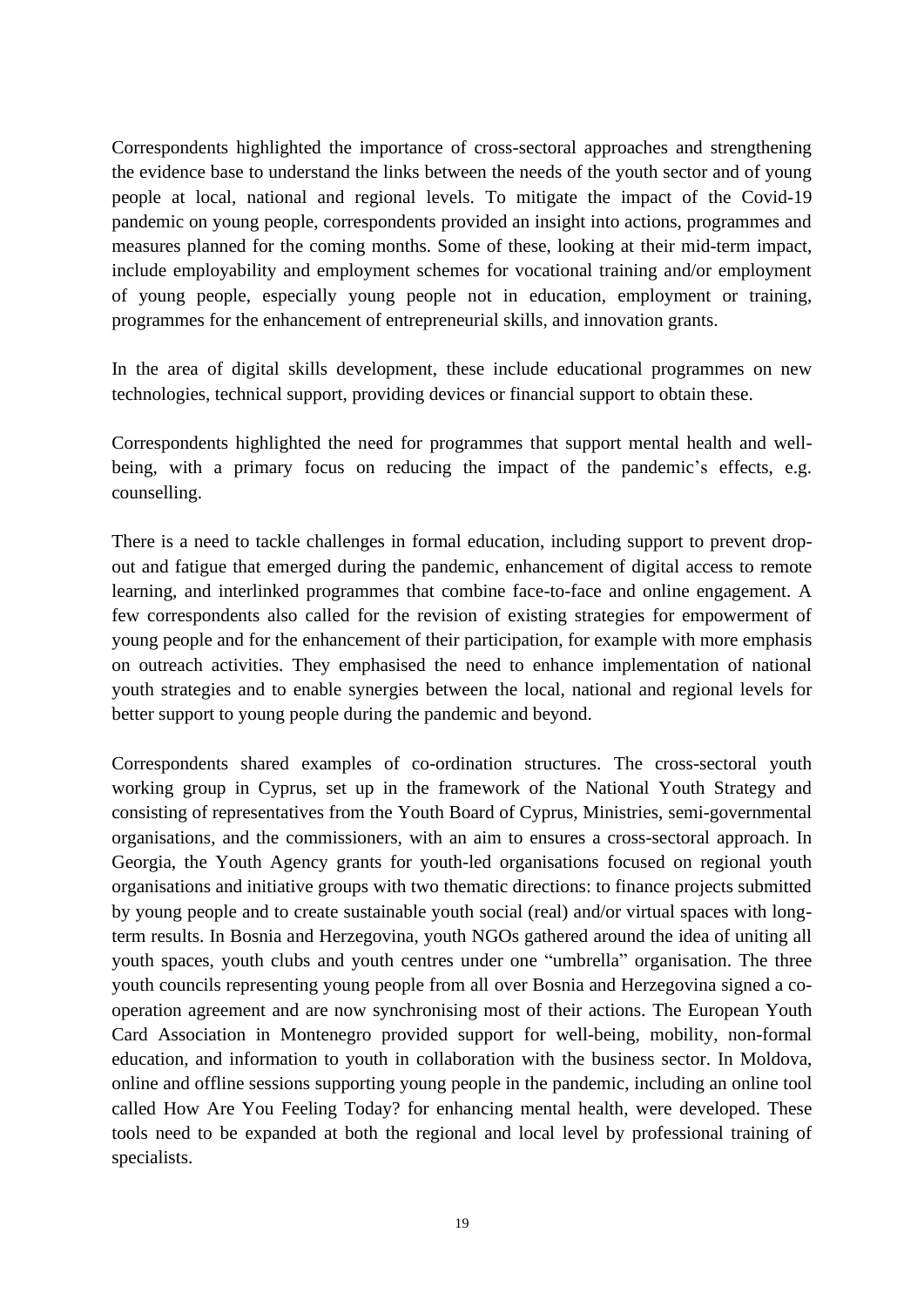Correspondents highlighted the importance of cross-sectoral approaches and strengthening the evidence base to understand the links between the needs of the youth sector and of young people at local, national and regional levels. To mitigate the impact of the Covid-19 pandemic on young people, correspondents provided an insight into actions, programmes and measures planned for the coming months. Some of these, looking at their mid-term impact, include employability and employment schemes for vocational training and/or employment of young people, especially young people not in education, employment or training, programmes for the enhancement of entrepreneurial skills, and innovation grants.

In the area of digital skills development, these include educational programmes on new technologies, technical support, providing devices or financial support to obtain these.

Correspondents highlighted the need for programmes that support mental health and well-being, with a primary focus on reducing the impact of the pandemic's effects, e.g. counselling.

There is a need to tackle challenges in formal education, including support to prevent drop-out and fatigue that emerged during the pandemic, enhancement of digital access to remote learning, and interlinked programmes that combine face-to-face and online engagement. A few correspondents also called for the revision of existing strategies for empowerment of young people and for the enhancement of their participation, for example with more emphasis on outreach activities. They emphasised the need to enhance implementation of national youth strategies and to enable synergies between the local, national and regional levels for better support to young people during the pandemic and beyond.

Correspondents shared examples of co-ordination structures. The cross-sectoral youth working group in Cyprus, set up in the framework of the National Youth Strategy and consisting of representatives from the Youth Board of Cyprus, Ministries, semi-governmental organisations, and the commissioners, with an aim to ensures a cross-sectoral approach. In Georgia, the Youth Agency grants for youth-led organisations focused on regional youth organisations and initiative groups with two thematic directions: to finance projects submitted by young people and to create sustainable youth social (real) and/or virtual spaces with long-term results. In Bosnia and Herzegovina, youth NGOs gathered around the idea of uniting all youth spaces, youth clubs and youth centres under one "umbrella" organisation. The three youth councils representing young people from all over Bosnia and Herzegovina signed a co-operation agreement and are now synchronising most of their actions. The European Youth Card Association in Montenegro provided support for well-being, mobility, non-formal education, and information to youth in collaboration with the business sector. In Moldova, online and offline sessions supporting young people in the pandemic, including an online tool called How Are You Feeling Today? for enhancing mental health, were developed. These tools need to be expanded at both the regional and local level by professional training of specialists.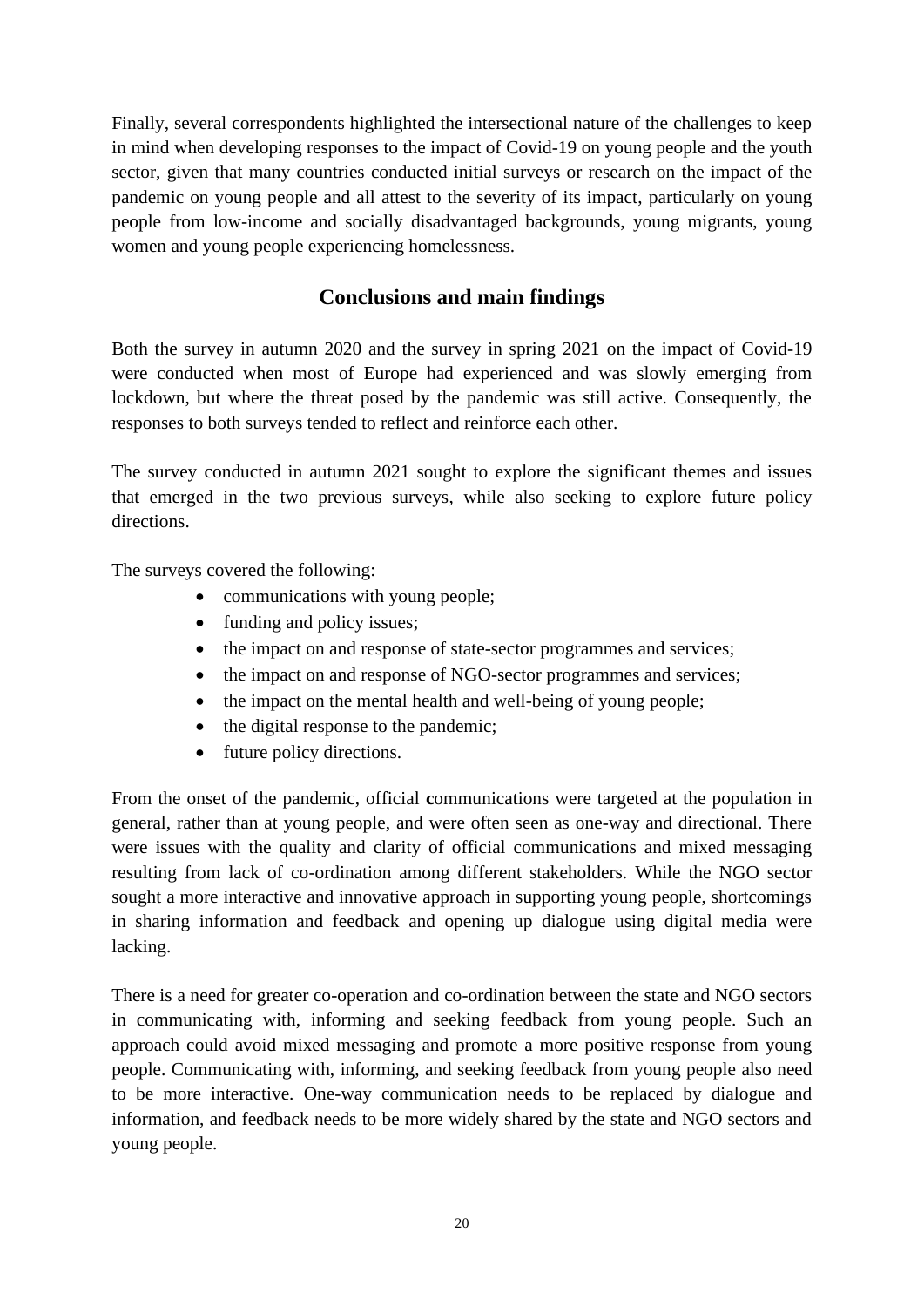Finally, several correspondents highlighted the intersectional nature of the challenges to keep in mind when developing responses to the impact of Covid-19 on young people and the youth sector, given that many countries conducted initial surveys or research on the impact of the pandemic on young people and all attest to the severity of its impact, particularly on young people from low-income and socially disadvantaged backgrounds, young migrants, young women and young people experiencing homelessness.

## Conclusions and main findings

Both the survey in autumn 2020 and the survey in spring 2021 on the impact of Covid-19 were conducted when most of Europe had experienced and was slowly emerging from lockdown, but where the threat posed by the pandemic was still active. Consequently, the responses to both surveys tended to reflect and reinforce each other.

The survey conducted in autumn 2021 sought to explore the significant themes and issues that emerged in the two previous surveys, while also seeking to explore future policy directions.

The surveys covered the following:

- communications with young people;
- funding and policy issues;
- the impact on and response of state-sector programmes and services;
- the impact on and response of NGO-sector programmes and services;
- the impact on the mental health and well-being of young people;
- the digital response to the pandemic;
- future policy directions.

From the onset of the pandemic, official **c**ommunications were targeted at the population in general, rather than at young people, and were often seen as one-way and directional. There were issues with the quality and clarity of official communications and mixed messaging resulting from lack of co-ordination among different stakeholders. While the NGO sector sought a more interactive and innovative approach in supporting young people, shortcomings in sharing information and feedback and opening up dialogue using digital media were lacking.

There is a need for greater co-operation and co-ordination between the state and NGO sectors in communicating with, informing and seeking feedback from young people. Such an approach could avoid mixed messaging and promote a more positive response from young people. Communicating with, informing, and seeking feedback from young people also need to be more interactive. One-way communication needs to be replaced by dialogue and information, and feedback needs to be more widely shared by the state and NGO sectors and young people.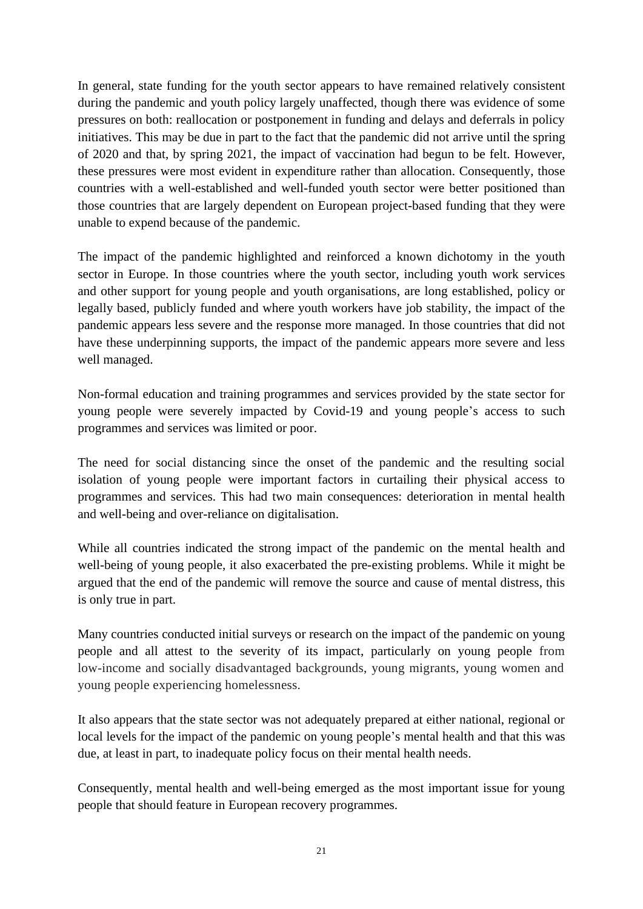In general, state funding for the youth sector appears to have remained relatively consistent during the pandemic and youth policy largely unaffected, though there was evidence of some pressures on both: reallocation or postponement in funding and delays and deferrals in policy initiatives. This may be due in part to the fact that the pandemic did not arrive until the spring of 2020 and that, by spring 2021, the impact of vaccination had begun to be felt. However, these pressures were most evident in expenditure rather than allocation. Consequently, those countries with a well-established and well-funded youth sector were better positioned than those countries that are largely dependent on European project-based funding that they were unable to expend because of the pandemic.

The impact of the pandemic highlighted and reinforced a known dichotomy in the youth sector in Europe. In those countries where the youth sector, including youth work services and other support for young people and youth organisations, are long established, policy or legally based, publicly funded and where youth workers have job stability, the impact of the pandemic appears less severe and the response more managed. In those countries that did not have these underpinning supports, the impact of the pandemic appears more severe and less well managed.

Non-formal education and training programmes and services provided by the state sector for young people were severely impacted by Covid-19 and young people's access to such programmes and services was limited or poor.

The need for social distancing since the onset of the pandemic and the resulting social isolation of young people were important factors in curtailing their physical access to programmes and services. This had two main consequences: deterioration in mental health and well-being and over-reliance on digitalisation.

While all countries indicated the strong impact of the pandemic on the mental health and well-being of young people, it also exacerbated the pre-existing problems. While it might be argued that the end of the pandemic will remove the source and cause of mental distress, this is only true in part.

Many countries conducted initial surveys or research on the impact of the pandemic on young people and all attest to the severity of its impact, particularly on young people from low-income and socially disadvantaged backgrounds, young migrants, young women and young people experiencing homelessness.

It also appears that the state sector was not adequately prepared at either national, regional or local levels for the impact of the pandemic on young people's mental health and that this was due, at least in part, to inadequate policy focus on their mental health needs.

Consequently, mental health and well-being emerged as the most important issue for young people that should feature in European recovery programmes.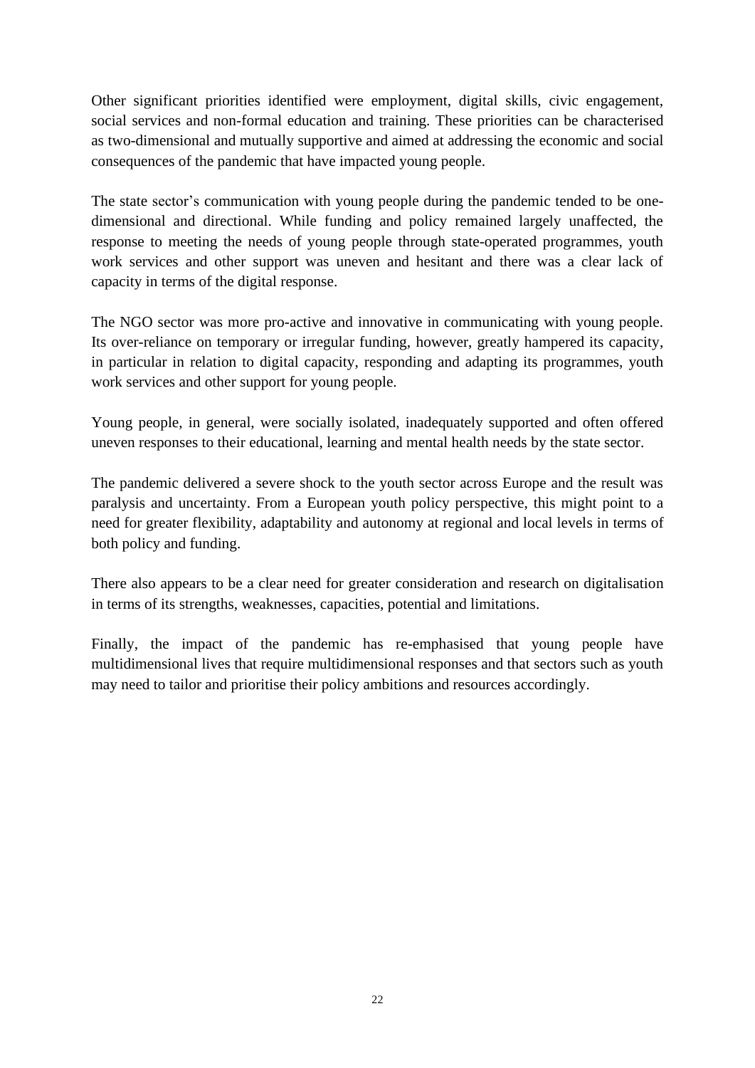Other significant priorities identified were employment, digital skills, civic engagement, social services and non-formal education and training. These priorities can be characterised as two-dimensional and mutually supportive and aimed at addressing the economic and social consequences of the pandemic that have impacted young people.

The state sector's communication with young people during the pandemic tended to be one-dimensional and directional. While funding and policy remained largely unaffected, the response to meeting the needs of young people through state-operated programmes, youth work services and other support was uneven and hesitant and there was a clear lack of capacity in terms of the digital response.

The NGO sector was more pro-active and innovative in communicating with young people. Its over-reliance on temporary or irregular funding, however, greatly hampered its capacity, in particular in relation to digital capacity, responding and adapting its programmes, youth work services and other support for young people.

Young people, in general, were socially isolated, inadequately supported and often offered uneven responses to their educational, learning and mental health needs by the state sector.

The pandemic delivered a severe shock to the youth sector across Europe and the result was paralysis and uncertainty. From a European youth policy perspective, this might point to a need for greater flexibility, adaptability and autonomy at regional and local levels in terms of both policy and funding.

There also appears to be a clear need for greater consideration and research on digitalisation in terms of its strengths, weaknesses, capacities, potential and limitations.

Finally, the impact of the pandemic has re-emphasised that young people have multidimensional lives that require multidimensional responses and that sectors such as youth may need to tailor and prioritise their policy ambitions and resources accordingly.